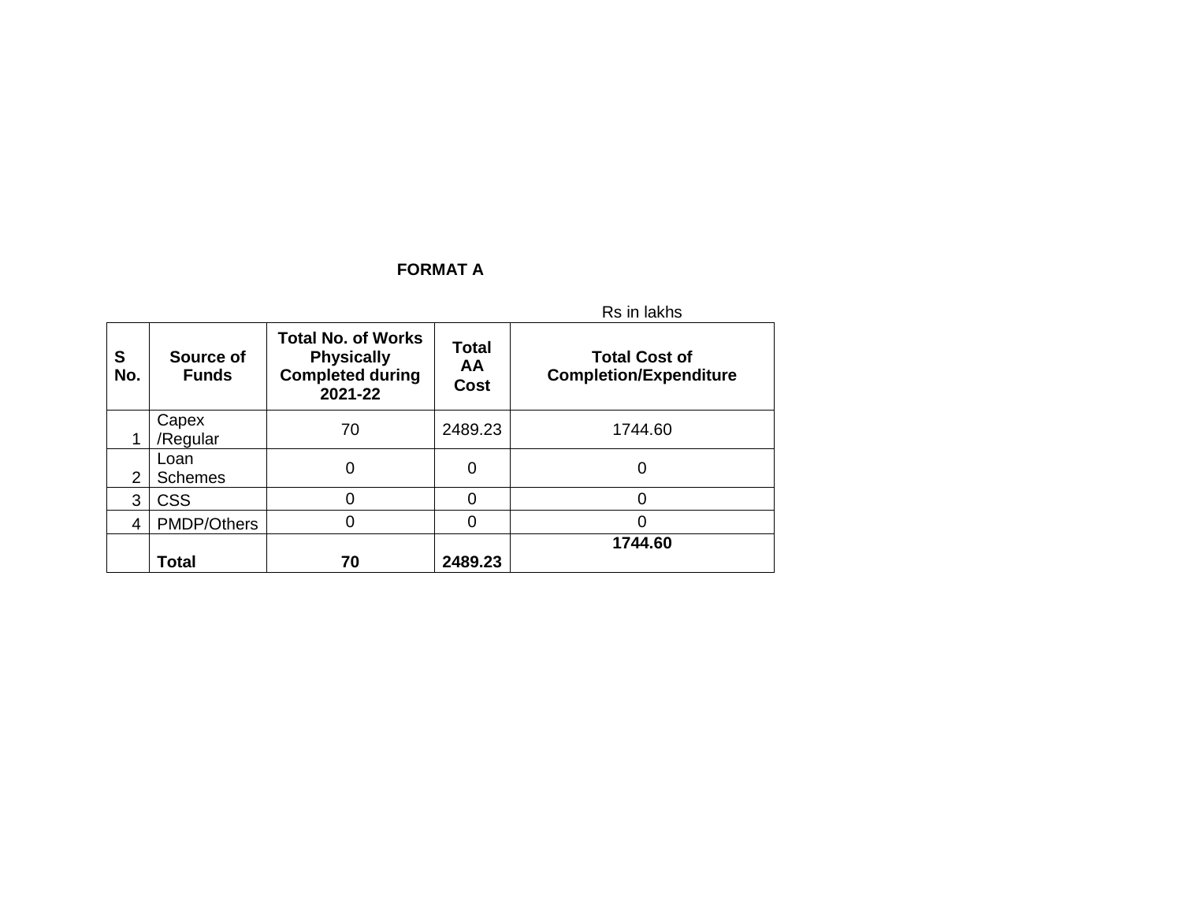**FORMAT A**

Rs in lakhs

| S No. | Source of Funds | Total No. of Works Physically Completed during 2021-22 | Total AA Cost | Total Cost of Completion/Expenditure |
|---|---|---|---|---|
| 1 | Capex /Regular | 70 | 2489.23 | 1744.60 |
| 2 | Loan Schemes | 0 | 0 | 0 |
| 3 | CSS | 0 | 0 | 0 |
| 4 | PMDP/Others | 0 | 0 | 0 |
| | **Total** | **70** | **2489.23** | **1744.60** |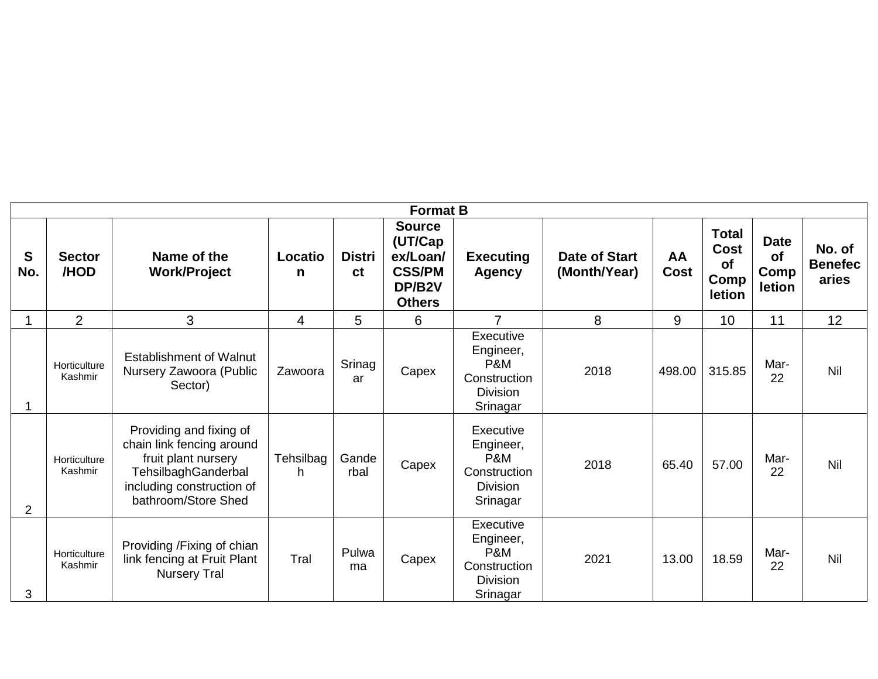| Format B | | | | | | | | | | | |
|---|---|---|---|---|---|---|---|---|---|---|---|
| **S No.** | **Sector /HOD** | **Name of the Work/Project** | **Location** | **District** | **Source (UT/Capex/Loan/ CSS/PMDP/B2V Others** | **Executing Agency** | **Date of Start (Month/Year)** | **AA Cost** | **Total Cost of Completion** | **Date of Completion** | **No. of Benefecaries** |
| 1 | 2 | 3 | 4 | 5 | 6 | 7 | 8 | 9 | 10 | 11 | 12 |
| 1 | Horticulture Kashmir | Establishment of Walnut Nursery Zawoora (Public Sector) | Zawoora | Srinagar | Capex | Executive Engineer, P&M Construction Division Srinagar | 2018 | 498.00 | 315.85 | Mar-22 | Nil |
| 2 | Horticulture Kashmir | Providing and fixing of chain link fencing around fruit plant nursery TehsilbaghGanderbal including construction of bathroom/Store Shed | Tehsilbagh | Ganderbal | Capex | Executive Engineer, P&M Construction Division Srinagar | 2018 | 65.40 | 57.00 | Mar-22 | Nil |
| 3 | Horticulture Kashmir | Providing /Fixing of chian link fencing at Fruit Plant Nursery Tral | Tral | Pulwama | Capex | Executive Engineer, P&M Construction Division Srinagar | 2021 | 13.00 | 18.59 | Mar-22 | Nil |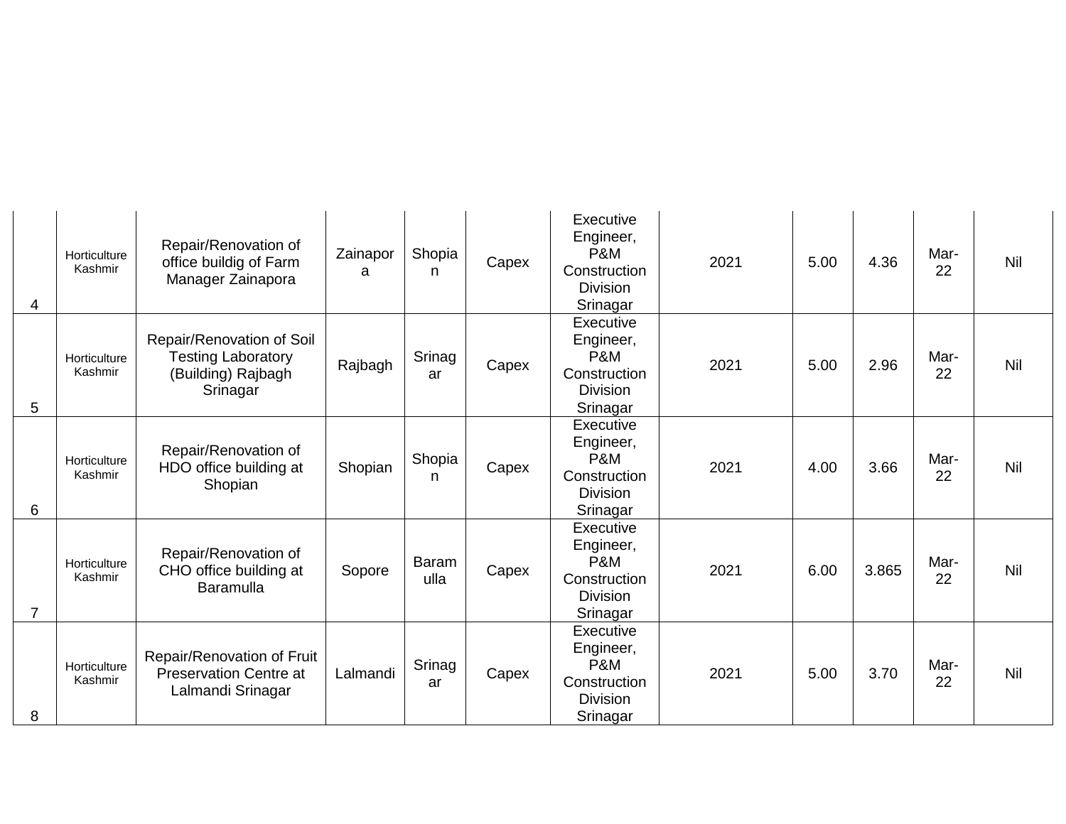| | | | | | | | | | | | |
|---|---|---|---|---|---|---|---|---|---|---|---|
| 4 | Horticulture Kashmir | Repair/Renovation of office buildig of Farm Manager Zainapora | Zainapora | Shopian | Capex | Executive Engineer, P&M Construction Division Srinagar | 2021 | 5.00 | 4.36 | Mar-22 | Nil |
| 5 | Horticulture Kashmir | Repair/Renovation of Soil Testing Laboratory (Building) Rajbagh Srinagar | Rajbagh | Srinagar | Capex | Executive Engineer, P&M Construction Division Srinagar | 2021 | 5.00 | 2.96 | Mar-22 | Nil |
| 6 | Horticulture Kashmir | Repair/Renovation of HDO office building at Shopian | Shopian | Shopian | Capex | Executive Engineer, P&M Construction Division Srinagar | 2021 | 4.00 | 3.66 | Mar-22 | Nil |
| 7 | Horticulture Kashmir | Repair/Renovation of CHO office building at Baramulla | Sopore | Baramulla | Capex | Executive Engineer, P&M Construction Division Srinagar | 2021 | 6.00 | 3.865 | Mar-22 | Nil |
| 8 | Horticulture Kashmir | Repair/Renovation of Fruit Preservation Centre at Lalmandi Srinagar | Lalmandi | Srinagar | Capex | Executive Engineer, P&M Construction Division Srinagar | 2021 | 5.00 | 3.70 | Mar-22 | Nil |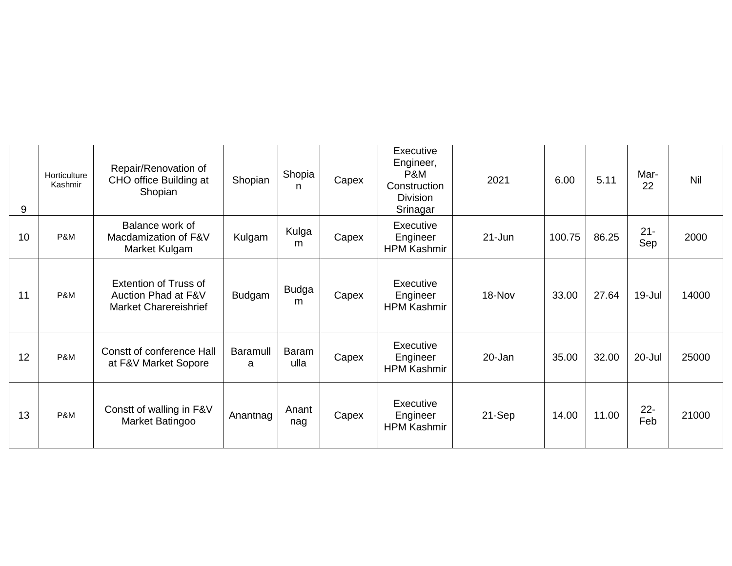| 9 | Horticulture Kashmir | Repair/Renovation of CHO office Building at Shopian | Shopian | Shopian | Capex | Executive Engineer, P&M Construction Division Srinagar | 2021 | 6.00 | 5.11 | Mar-22 | Nil |
|---|---|---|---|---|---|---|---|---|---|---|---|
| 10 | P&M | Balance work of Macdamization of F&V Market Kulgam | Kulgam | Kulgam | Capex | Executive Engineer HPM Kashmir | 21-Jun | 100.75 | 86.25 | 21-Sep | 2000 |
| 11 | P&M | Extention of Truss of Auction Phad at F&V Market Charereishrief | Budgam | Budgam | Capex | Executive Engineer HPM Kashmir | 18-Nov | 33.00 | 27.64 | 19-Jul | 14000 |
| 12 | P&M | Constt of conference Hall at F&V Market Sopore | Baramulla | Baramulla | Capex | Executive Engineer HPM Kashmir | 20-Jan | 35.00 | 32.00 | 20-Jul | 25000 |
| 13 | P&M | Constt of walling in F&V Market Batingoo | Anantnag | Anantnag | Capex | Executive Engineer HPM Kashmir | 21-Sep | 14.00 | 11.00 | 22-Feb | 21000 |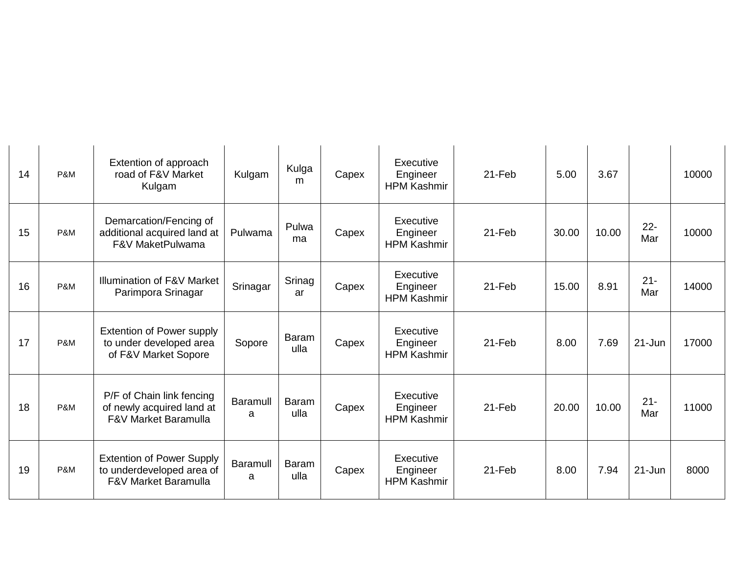| 14 | P&M | Extention of approach road of F&V Market Kulgam | Kulgam | Kulgam | Capex | Executive Engineer HPM Kashmir | 21-Feb | 5.00 | 3.67 | | 10000 |
|---|---|---|---|---|---|---|---|---|---|---|---|
| 15 | P&M | Demarcation/Fencing of additional acquired land at F&V MaketPulwama | Pulwama | Pulwama | Capex | Executive Engineer HPM Kashmir | 21-Feb | 30.00 | 10.00 | 22-Mar | 10000 |
| 16 | P&M | Illumination of F&V Market Parimpora Srinagar | Srinagar | Srinagar | Capex | Executive Engineer HPM Kashmir | 21-Feb | 15.00 | 8.91 | 21-Mar | 14000 |
| 17 | P&M | Extention of Power supply to under developed area of F&V Market Sopore | Sopore | Baramulla | Capex | Executive Engineer HPM Kashmir | 21-Feb | 8.00 | 7.69 | 21-Jun | 17000 |
| 18 | P&M | P/F of Chain link fencing of newly acquired land at F&V Market Baramulla | Baramulla | Baramulla | Capex | Executive Engineer HPM Kashmir | 21-Feb | 20.00 | 10.00 | 21-Mar | 11000 |
| 19 | P&M | Extention of Power Supply to underdeveloped area of F&V Market Baramulla | Baramulla | Baramulla | Capex | Executive Engineer HPM Kashmir | 21-Feb | 8.00 | 7.94 | 21-Jun | 8000 |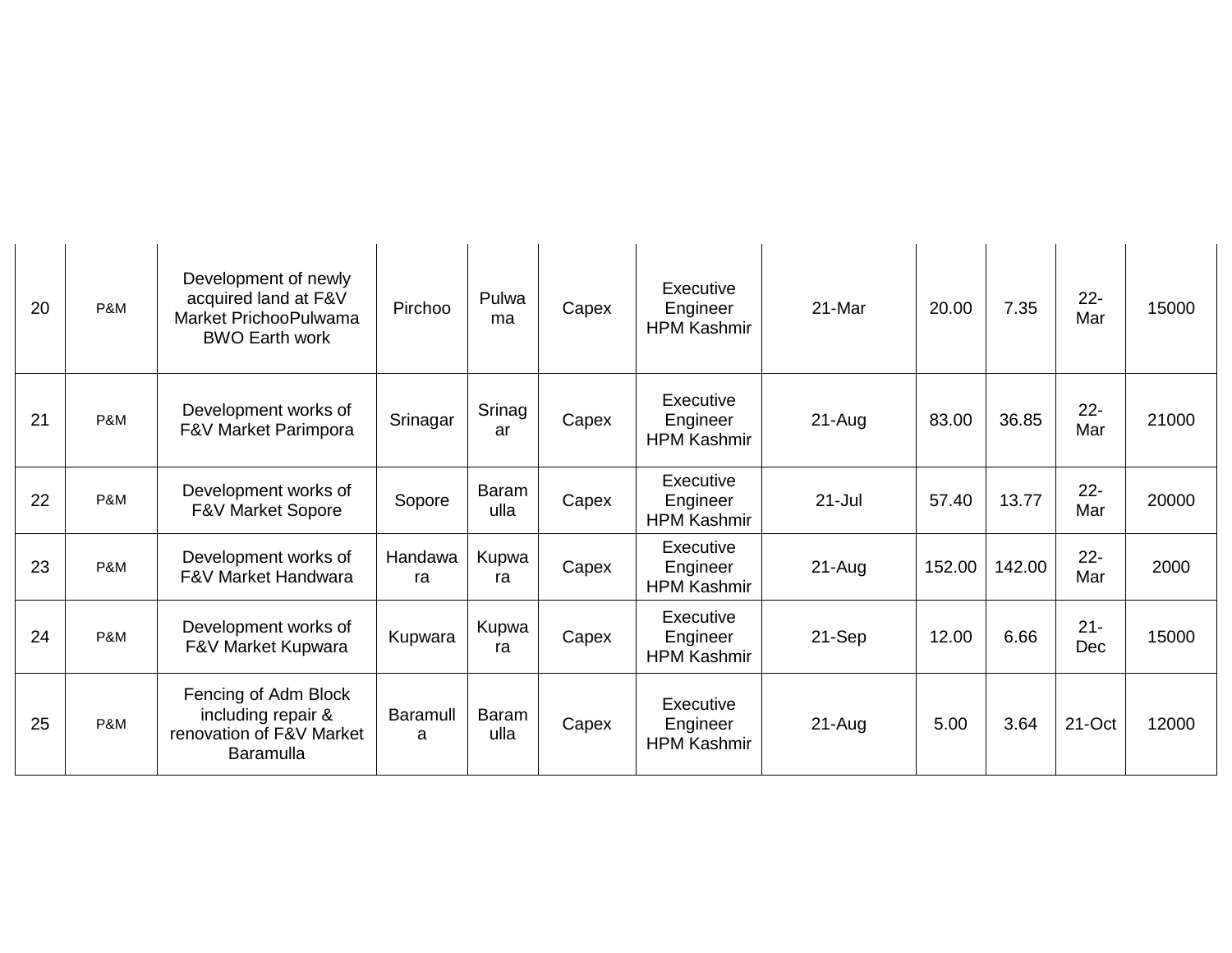| | | | | | | | | | | | |
|---|---|---|---|---|---|---|---|---|---|---|---|
| 20 | P&M | Development of newly acquired land at F&V Market PrichooPulwama BWO Earth work | Pirchoo | Pulwama | Capex | Executive Engineer HPM Kashmir | 21-Mar | 20.00 | 7.35 | 22-Mar | 15000 |
| 21 | P&M | Development works of F&V Market Parimpora | Srinagar | Srinagar | Capex | Executive Engineer HPM Kashmir | 21-Aug | 83.00 | 36.85 | 22-Mar | 21000 |
| 22 | P&M | Development works of F&V Market Sopore | Sopore | Baramulla | Capex | Executive Engineer HPM Kashmir | 21-Jul | 57.40 | 13.77 | 22-Mar | 20000 |
| 23 | P&M | Development works of F&V Market Handwara | Handawara | Kupwara | Capex | Executive Engineer HPM Kashmir | 21-Aug | 152.00 | 142.00 | 22-Mar | 2000 |
| 24 | P&M | Development works of F&V Market Kupwara | Kupwara | Kupwara | Capex | Executive Engineer HPM Kashmir | 21-Sep | 12.00 | 6.66 | 21-Dec | 15000 |
| 25 | P&M | Fencing of Adm Block including repair & renovation of F&V Market Baramulla | Baramulla | Baramulla | Capex | Executive Engineer HPM Kashmir | 21-Aug | 5.00 | 3.64 | 21-Oct | 12000 |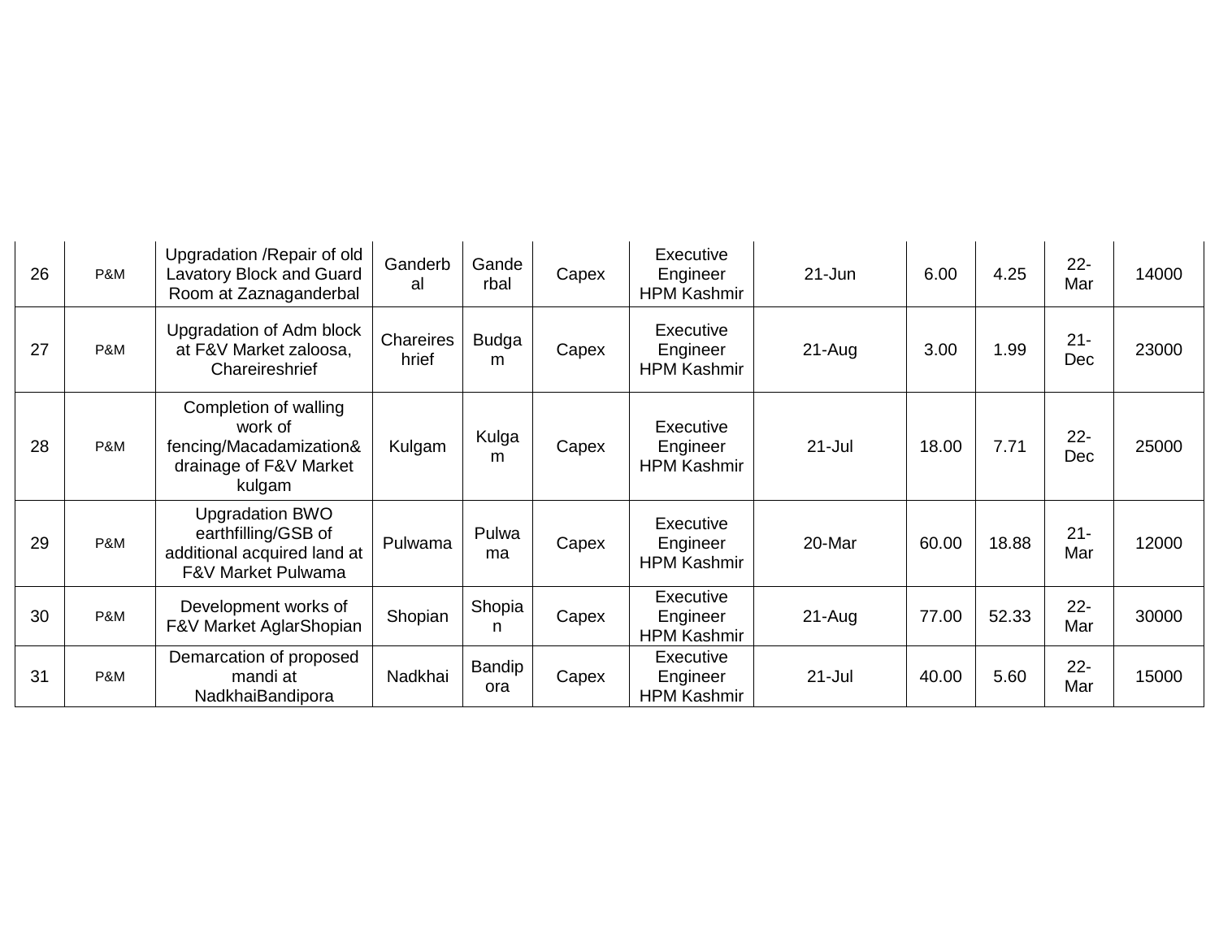| | | | | | | | | | | | |
|---|---|---|---|---|---|---|---|---|---|---|---|
| 26 | P&M | Upgradation /Repair of old Lavatory Block and Guard Room at Zaznaganderbal | Ganderbal | Ganderbal | Capex | Executive Engineer HPM Kashmir | 21-Jun | 6.00 | 4.25 | 22-Mar | 14000 |
| 27 | P&M | Upgradation of Adm block at F&V Market zaloosa, Chareireshrief | Chareireshrief | Budgam | Capex | Executive Engineer HPM Kashmir | 21-Aug | 3.00 | 1.99 | 21-Dec | 23000 |
| 28 | P&M | Completion of walling work of fencing/Macadamization& drainage of F&V Market kulgam | Kulgam | Kulgam | Capex | Executive Engineer HPM Kashmir | 21-Jul | 18.00 | 7.71 | 22-Dec | 25000 |
| 29 | P&M | Upgradation BWO earthfilling/GSB of additional acquired land at F&V Market Pulwama | Pulwama | Pulwama | Capex | Executive Engineer HPM Kashmir | 20-Mar | 60.00 | 18.88 | 21-Mar | 12000 |
| 30 | P&M | Development works of F&V Market AglarShopian | Shopian | Shopian | Capex | Executive Engineer HPM Kashmir | 21-Aug | 77.00 | 52.33 | 22-Mar | 30000 |
| 31 | P&M | Demarcation of proposed mandi at NadkhaiBandipora | Nadkhai | Bandipora | Capex | Executive Engineer HPM Kashmir | 21-Jul | 40.00 | 5.60 | 22-Mar | 15000 |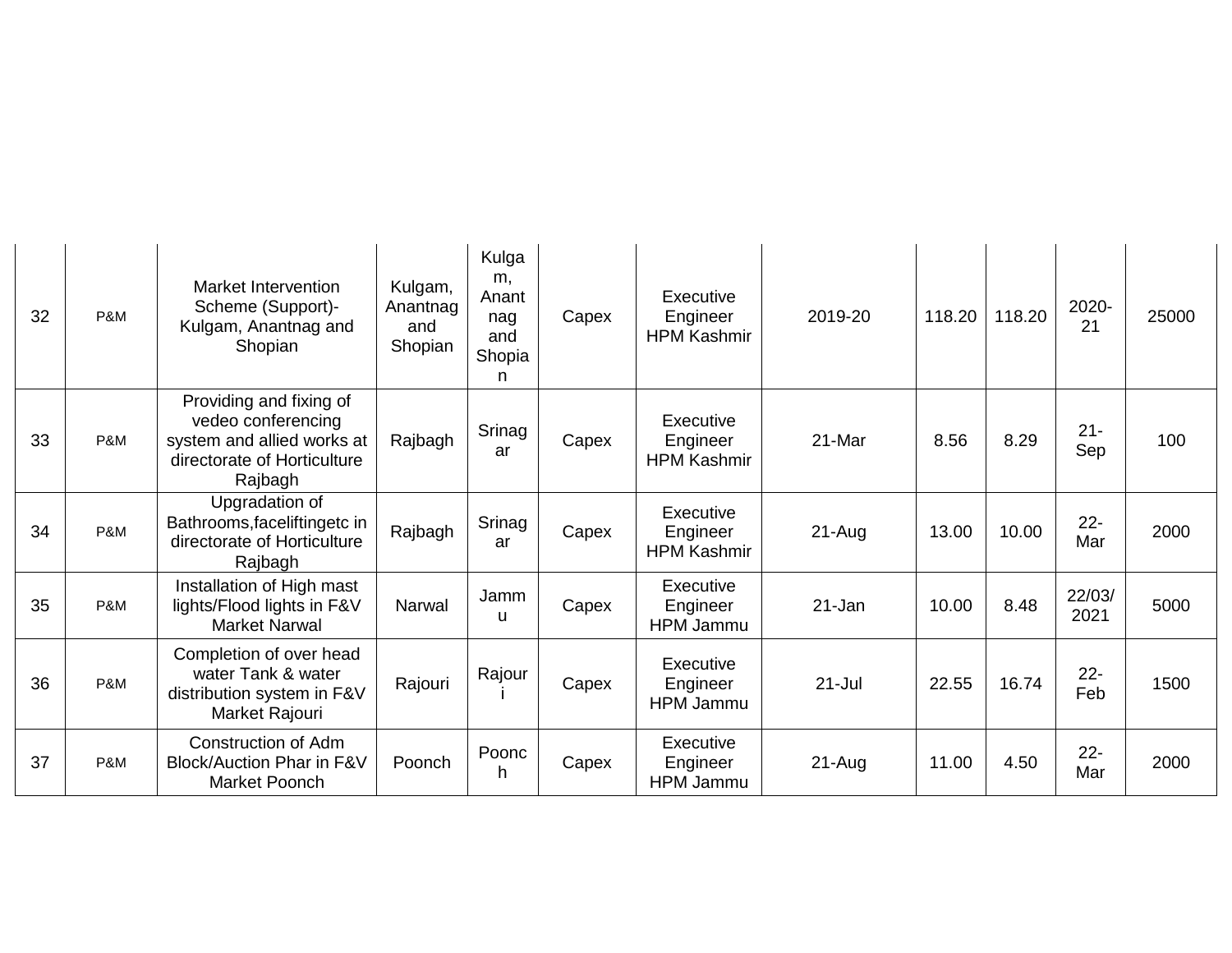| 32 | P&M | Market Intervention Scheme (Support)-Kulgam, Anantnag and Shopian | Kulgam, Anantnag and Shopian | Kulgam, Anantnag and Shopian | Capex | Executive Engineer HPM Kashmir | 2019-20 | 118.20 | 118.20 | 2020-21 | 25000 |
|---|---|---|---|---|---|---|---|---|---|---|---|
| 33 | P&M | Providing and fixing of vedeo conferencing system and allied works at directorate of Horticulture Rajbagh | Rajbagh | Srinagar | Capex | Executive Engineer HPM Kashmir | 21-Mar | 8.56 | 8.29 | 21-Sep | 100 |
| 34 | P&M | Upgradation of Bathrooms,faceliftingetc in directorate of Horticulture Rajbagh | Rajbagh | Srinagar | Capex | Executive Engineer HPM Kashmir | 21-Aug | 13.00 | 10.00 | 22-Mar | 2000 |
| 35 | P&M | Installation of High mast lights/Flood lights in F&V Market Narwal | Narwal | Jammu | Capex | Executive Engineer HPM Jammu | 21-Jan | 10.00 | 8.48 | 22/03/2021 | 5000 |
| 36 | P&M | Completion of over head water Tank & water distribution system in F&V Market Rajouri | Rajouri | Rajouri | Capex | Executive Engineer HPM Jammu | 21-Jul | 22.55 | 16.74 | 22-Feb | 1500 |
| 37 | P&M | Construction of Adm Block/Auction Phar in F&V Market Poonch | Poonch | Poonch | Capex | Executive Engineer HPM Jammu | 21-Aug | 11.00 | 4.50 | 22-Mar | 2000 |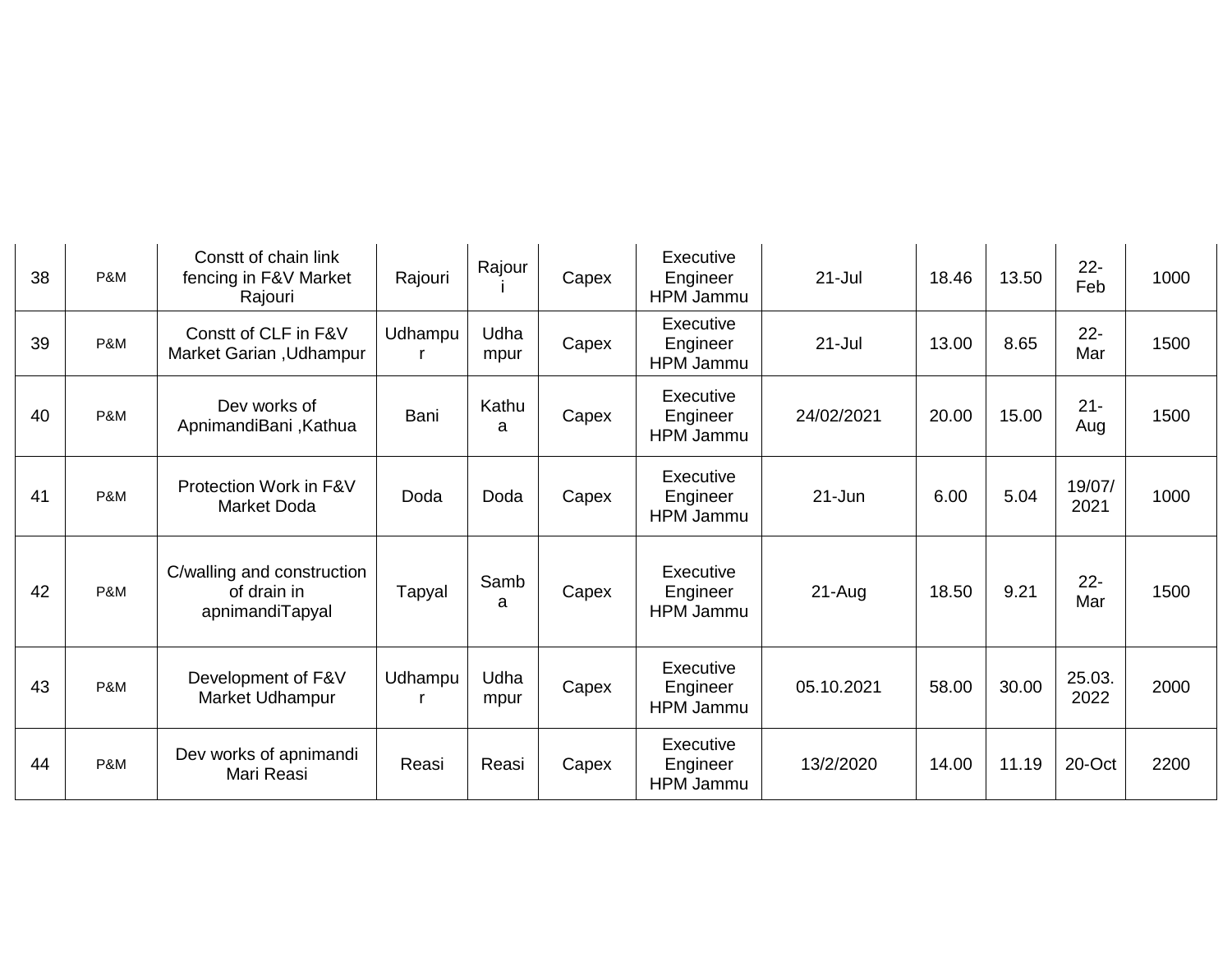| 38 | P&M | Constt of chain link fencing in F&V Market Rajouri | Rajouri | Rajouri | Capex | Executive Engineer HPM Jammu | 21-Jul | 18.46 | 13.50 | 22-Feb | 1000 |
|---|---|---|---|---|---|---|---|---|---|---|---|
| 39 | P&M | Constt of CLF in F&V Market Garian ,Udhampur | Udhampur | Udhampur | Capex | Executive Engineer HPM Jammu | 21-Jul | 13.00 | 8.65 | 22-Mar | 1500 |
| 40 | P&M | Dev works of ApnimandiBani ,Kathua | Bani | Kathua | Capex | Executive Engineer HPM Jammu | 24/02/2021 | 20.00 | 15.00 | 21-Aug | 1500 |
| 41 | P&M | Protection Work in F&V Market Doda | Doda | Doda | Capex | Executive Engineer HPM Jammu | 21-Jun | 6.00 | 5.04 | 19/07/2021 | 1000 |
| 42 | P&M | C/walling and construction of drain in apnimandiTapyal | Tapyal | Samba | Capex | Executive Engineer HPM Jammu | 21-Aug | 18.50 | 9.21 | 22-Mar | 1500 |
| 43 | P&M | Development of F&V Market Udhampur | Udhampur | Udhampur | Capex | Executive Engineer HPM Jammu | 05.10.2021 | 58.00 | 30.00 | 25.03.2022 | 2000 |
| 44 | P&M | Dev works of apnimandi Mari Reasi | Reasi | Reasi | Capex | Executive Engineer HPM Jammu | 13/2/2020 | 14.00 | 11.19 | 20-Oct | 2200 |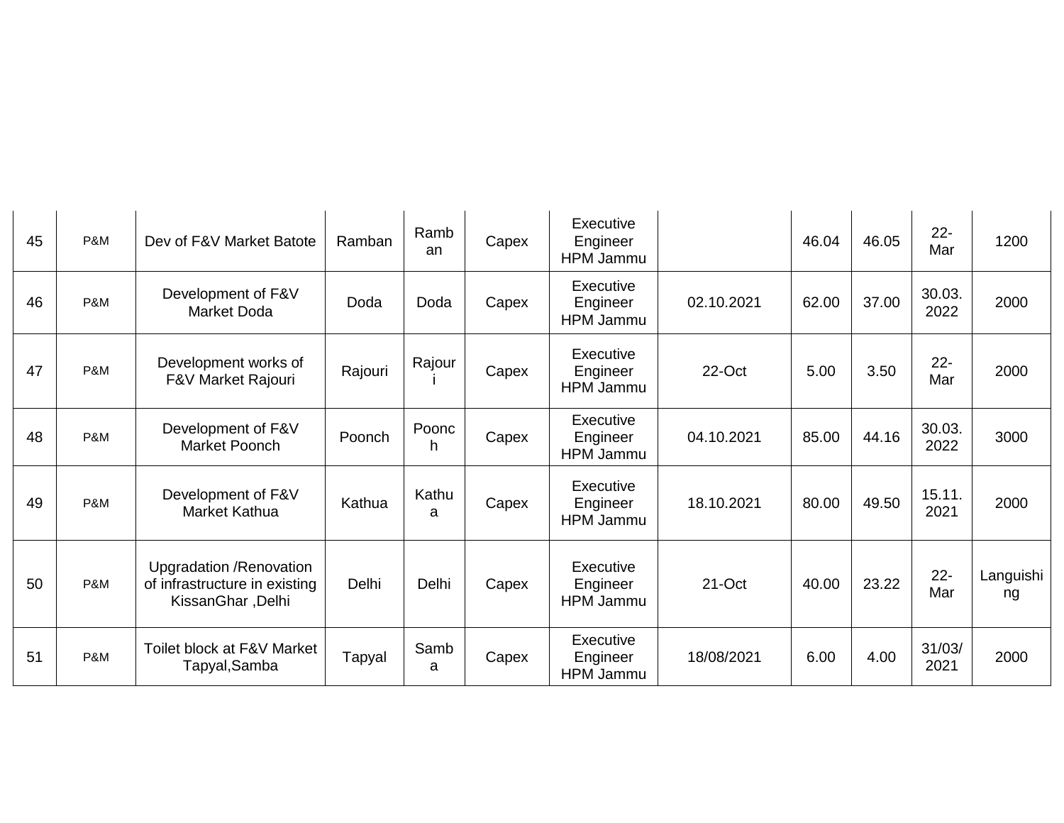| 45 | P&M | Dev of F&V Market Batote | Ramban | Ramban | Capex | Executive Engineer HPM Jammu | | 46.04 | 46.05 | 22-Mar | 1200 |
|---|---|---|---|---|---|---|---|---|---|---|---|
| 46 | P&M | Development of F&V Market Doda | Doda | Doda | Capex | Executive Engineer HPM Jammu | 02.10.2021 | 62.00 | 37.00 | 30.03.2022 | 2000 |
| 47 | P&M | Development works of F&V Market Rajouri | Rajouri | Rajouri | Capex | Executive Engineer HPM Jammu | 22-Oct | 5.00 | 3.50 | 22-Mar | 2000 |
| 48 | P&M | Development of F&V Market Poonch | Poonch | Poonch | Capex | Executive Engineer HPM Jammu | 04.10.2021 | 85.00 | 44.16 | 30.03.2022 | 3000 |
| 49 | P&M | Development of F&V Market Kathua | Kathua | Kathua | Capex | Executive Engineer HPM Jammu | 18.10.2021 | 80.00 | 49.50 | 15.11.2021 | 2000 |
| 50 | P&M | Upgradation /Renovation of infrastructure in existing KissanGhar ,Delhi | Delhi | Delhi | Capex | Executive Engineer HPM Jammu | 21-Oct | 40.00 | 23.22 | 22-Mar | Languishing |
| 51 | P&M | Toilet block at F&V Market Tapyal,Samba | Tapyal | Samba | Capex | Executive Engineer HPM Jammu | 18/08/2021 | 6.00 | 4.00 | 31/03/2021 | 2000 |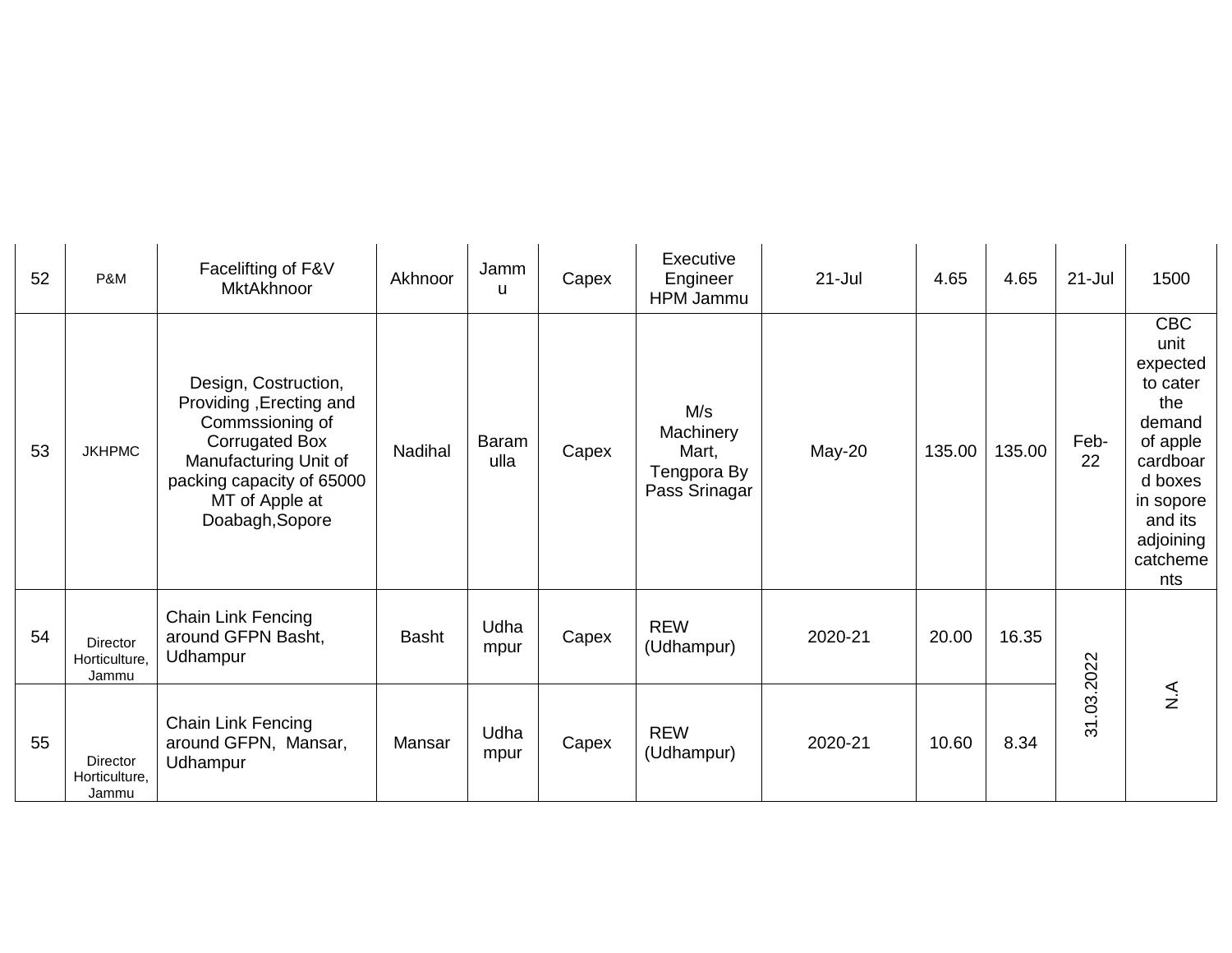| 52 | P&M | Facelifting of F&V MktAkhnoor | Akhnoor | Jammu | Capex | Executive Engineer HPM Jammu | 21-Jul | 4.65 | 4.65 | 21-Jul | 1500 |
|---|---|---|---|---|---|---|---|---|---|---|---|
| 53 | JKHPMC | Design, Costruction, Providing ,Erecting and Commssioning of Corrugated Box Manufacturing Unit of packing capacity of 65000 MT of Apple at Doabagh,Sopore | Nadihal | Baramulla | Capex | M/s Machinery Mart, Tengpora By Pass Srinagar | May-20 | 135.00 | 135.00 | Feb-22 | CBC unit expected to cater the demand of apple cardboard boxes in sopore and its adjoining catchements |
| 54 | Director Horticulture, Jammu | Chain Link Fencing around GFPN Basht, Udhampur | Basht | Udhampur | Capex | REW (Udhampur) | 2020-21 | 20.00 | 16.35 | 31.03.2022 | N.A |
| 55 | Director Horticulture, Jammu | Chain Link Fencing around GFPN, Mansar, Udhampur | Mansar | Udhampur | Capex | REW (Udhampur) | 2020-21 | 10.60 | 8.34 | | |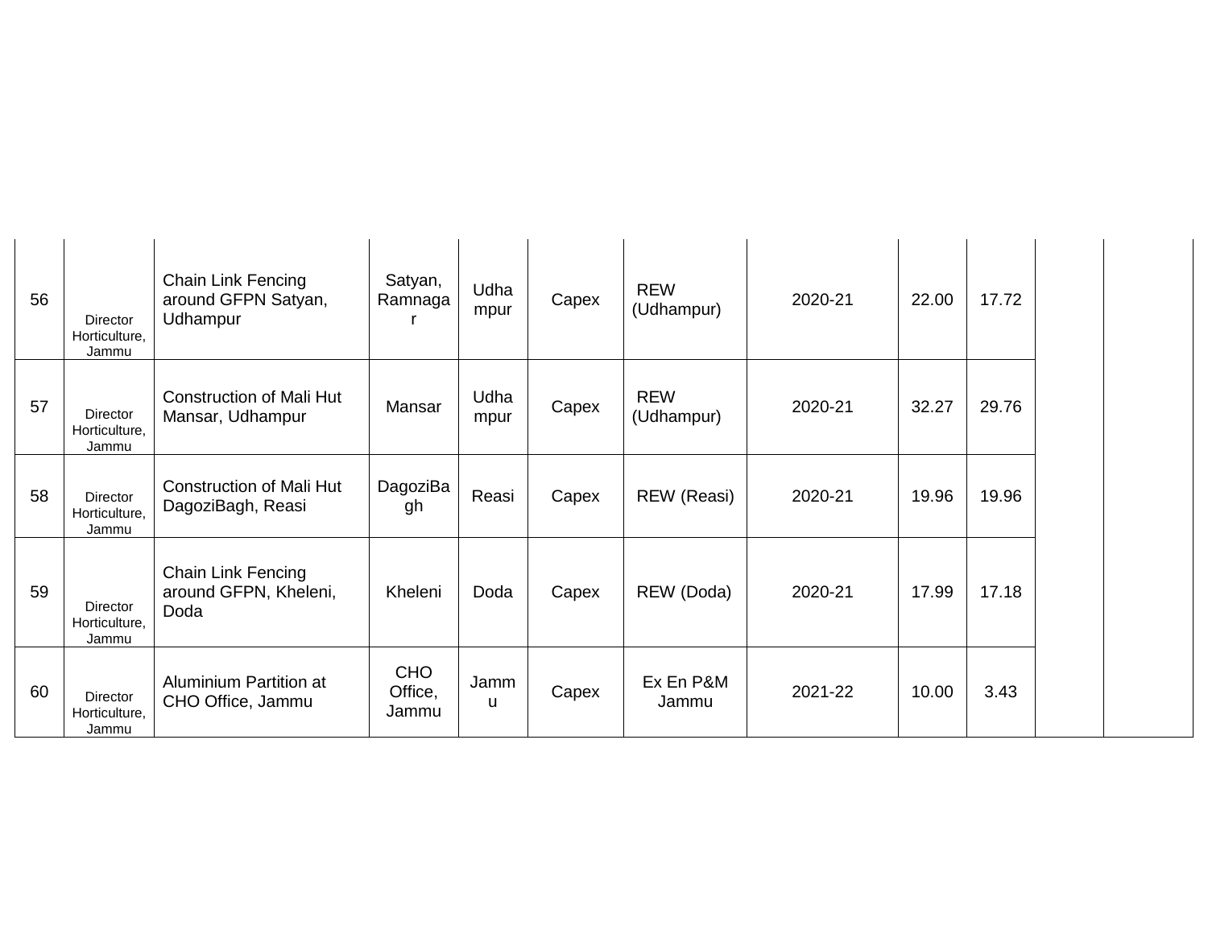| 56 | Director Horticulture, Jammu | Chain Link Fencing around GFPN Satyan, Udhampur | Satyan, Ramnagar | Udhampur | Capex | REW (Udhampur) | 2020-21 | 22.00 | 17.72 | | |
|---|---|---|---|---|---|---|---|---|---|---|---|
| 57 | Director Horticulture, Jammu | Construction of Mali Hut Mansar, Udhampur | Mansar | Udhampur | Capex | REW (Udhampur) | 2020-21 | 32.27 | 29.76 | | |
| 58 | Director Horticulture, Jammu | Construction of Mali Hut DagoziBagh, Reasi | DagoziBagh | Reasi | Capex | REW (Reasi) | 2020-21 | 19.96 | 19.96 | | |
| 59 | Director Horticulture, Jammu | Chain Link Fencing around GFPN, Kheleni, Doda | Kheleni | Doda | Capex | REW (Doda) | 2020-21 | 17.99 | 17.18 | | |
| 60 | Director Horticulture, Jammu | Aluminium Partition at CHO Office, Jammu | CHO Office, Jammu | Jammu | Capex | Ex En P&M Jammu | 2021-22 | 10.00 | 3.43 | | |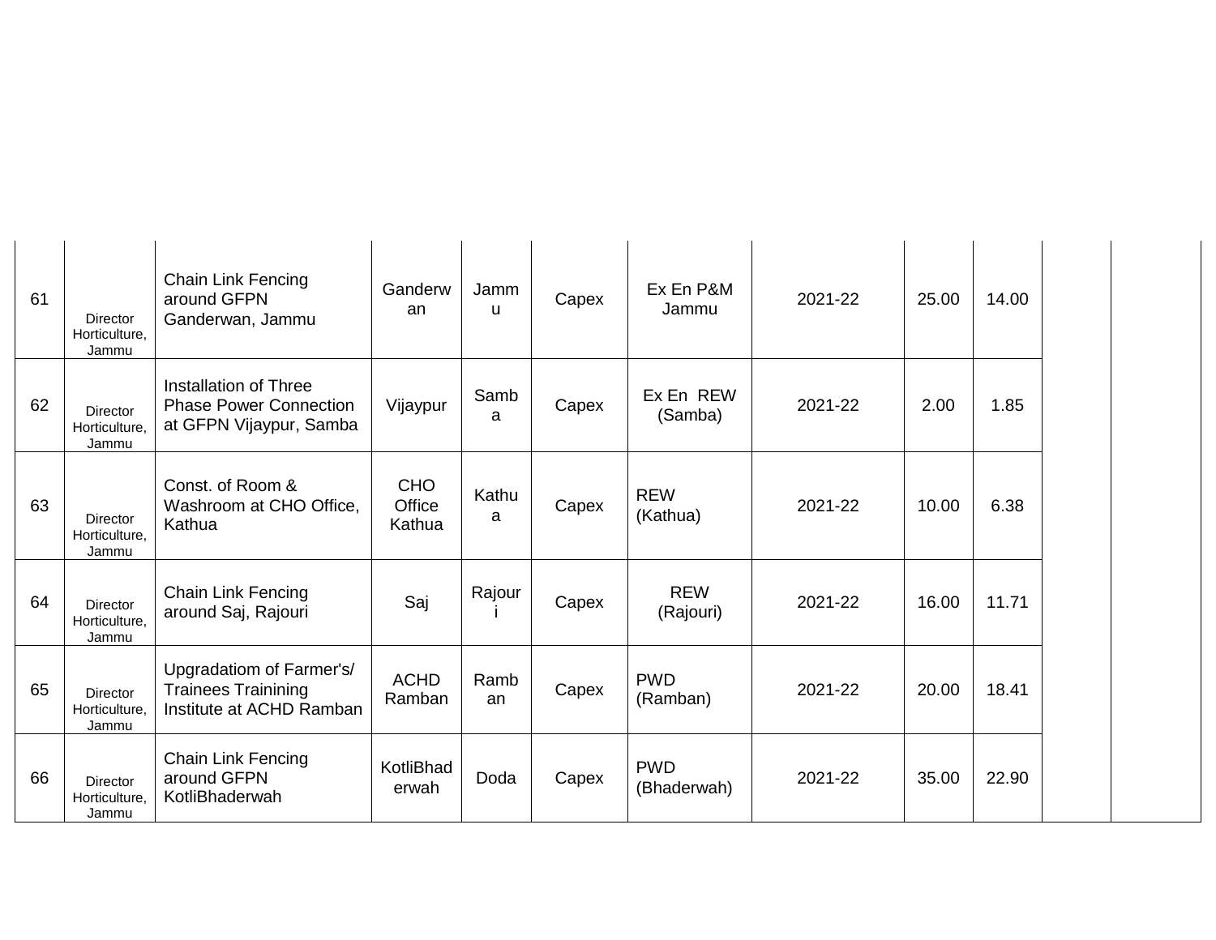| | | | | | | | | | | | |
|---|---|---|---|---|---|---|---|---|---|---|---|
| 61 | Director Horticulture, Jammu | Chain Link Fencing around GFPN Ganderwan, Jammu | Ganderwan | Jammu | Capex | Ex En P&M Jammu | 2021-22 | 25.00 | 14.00 | | |
| 62 | Director Horticulture, Jammu | Installation of Three Phase Power Connection at GFPN Vijaypur, Samba | Vijaypur | Samba | Capex | Ex En REW (Samba) | 2021-22 | 2.00 | 1.85 | | |
| 63 | Director Horticulture, Jammu | Const. of Room & Washroom at CHO Office, Kathua | CHO Office Kathua | Kathua | Capex | REW (Kathua) | 2021-22 | 10.00 | 6.38 | | |
| 64 | Director Horticulture, Jammu | Chain Link Fencing around Saj, Rajouri | Saj | Rajouri | Capex | REW (Rajouri) | 2021-22 | 16.00 | 11.71 | | |
| 65 | Director Horticulture, Jammu | Upgradatiom of Farmer's/ Trainees Trainining Institute at ACHD Ramban | ACHD Ramban | Ramban | Capex | PWD (Ramban) | 2021-22 | 20.00 | 18.41 | | |
| 66 | Director Horticulture, Jammu | Chain Link Fencing around GFPN KotliBhaderwah | KotliBhaderwah | Doda | Capex | PWD (Bhaderwah) | 2021-22 | 35.00 | 22.90 | | |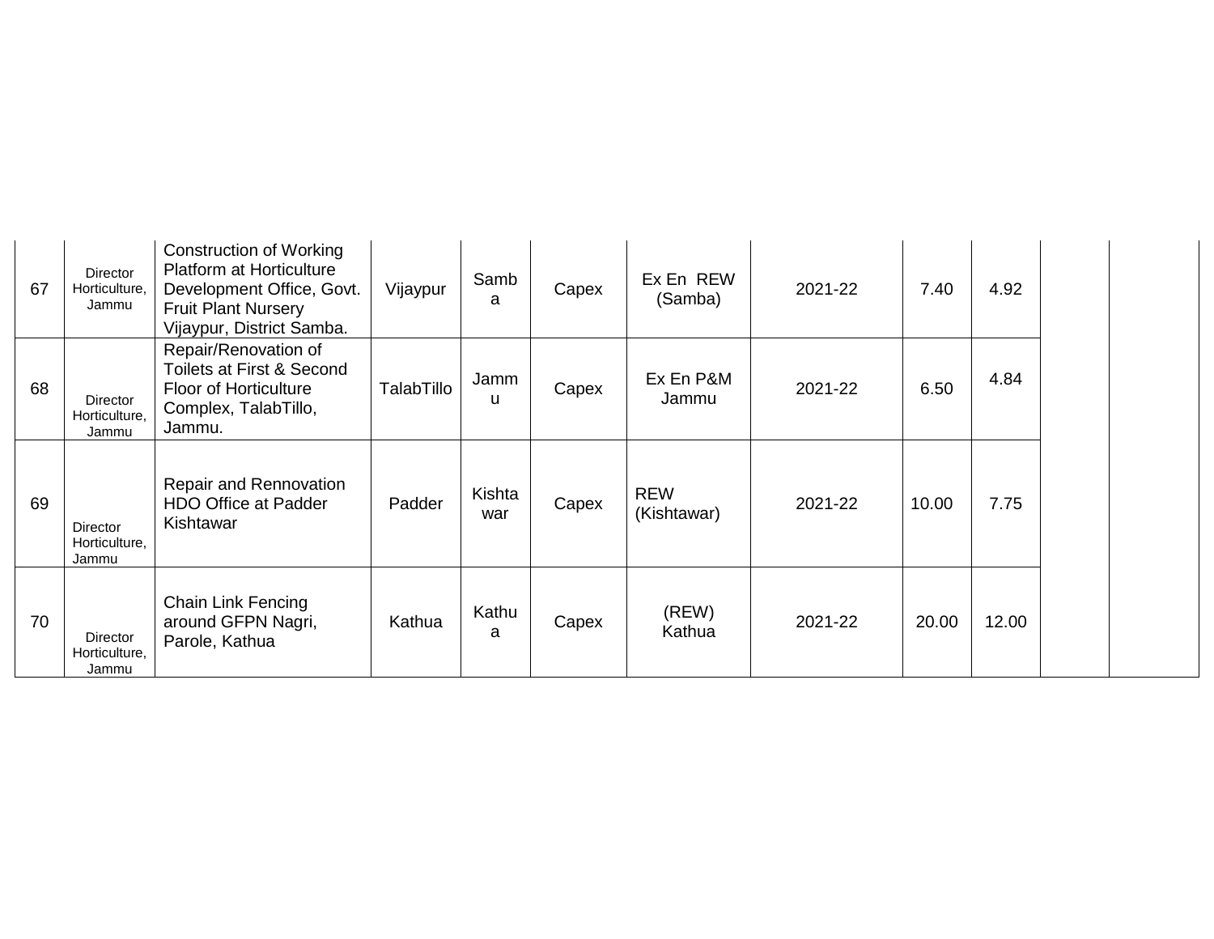| | | | | | | | | | | | |
|---|---|---|---|---|---|---|---|---|---|---|---|
| 67 | Director Horticulture, Jammu | Construction of Working Platform at Horticulture Development Office, Govt. Fruit Plant Nursery Vijaypur, District Samba. | Vijaypur | Samba | Capex | Ex En REW (Samba) | 2021-22 | 7.40 | 4.92 | | |
| 68 | Director Horticulture, Jammu | Repair/Renovation of Toilets at First & Second Floor of Horticulture Complex, TalabTillo, Jammu. | TalabTillo | Jammu | Capex | Ex En P&M Jammu | 2021-22 | 6.50 | 4.84 | | |
| 69 | Director Horticulture, Jammu | Repair and Rennovation HDO Office at Padder Kishtawar | Padder | Kishtawar | Capex | REW (Kishtawar) | 2021-22 | 10.00 | 7.75 | | |
| 70 | Director Horticulture, Jammu | Chain Link Fencing around GFPN Nagri, Parole, Kathua | Kathua | Kathua | Capex | (REW) Kathua | 2021-22 | 20.00 | 12.00 | | |